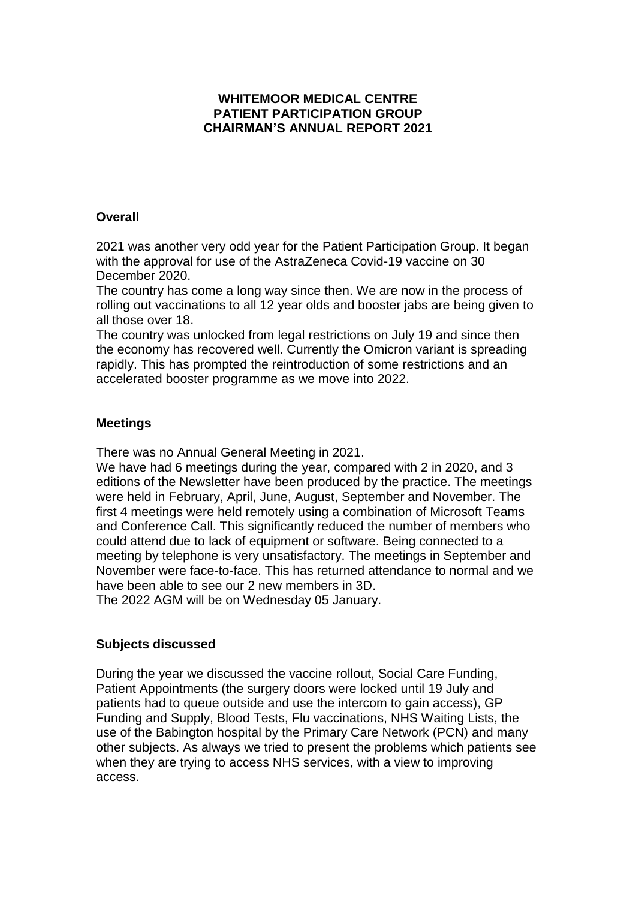# WHITEMOOR MEDICAL CENTRE
# PATIENT PARTICIPATION GROUP
# CHAIRMAN'S ANNUAL REPORT 2021

## Overall

2021 was another very odd year for the Patient Participation Group. It began with the approval for use of the AstraZeneca Covid-19 vaccine on 30 December 2020.

The country has come a long way since then. We are now in the process of rolling out vaccinations to all 12 year olds and booster jabs are being given to all those over 18.

The country was unlocked from legal restrictions on July 19 and since then the economy has recovered well. Currently the Omicron variant is spreading rapidly. This has prompted the reintroduction of some restrictions and an accelerated booster programme as we move into 2022.

## Meetings

There was no Annual General Meeting in 2021.

We have had 6 meetings during the year, compared with 2 in 2020, and 3 editions of the Newsletter have been produced by the practice. The meetings were held in February, April, June, August, September and November. The first 4 meetings were held remotely using a combination of Microsoft Teams and Conference Call. This significantly reduced the number of members who could attend due to lack of equipment or software. Being connected to a meeting by telephone is very unsatisfactory. The meetings in September and November were face-to-face. This has returned attendance to normal and we have been able to see our 2 new members in 3D.

The 2022 AGM will be on Wednesday 05 January.

## Subjects discussed

During the year we discussed the vaccine rollout, Social Care Funding, Patient Appointments (the surgery doors were locked until 19 July and patients had to queue outside and use the intercom to gain access), GP Funding and Supply, Blood Tests, Flu vaccinations, NHS Waiting Lists, the use of the Babington hospital by the Primary Care Network (PCN) and many other subjects. As always we tried to present the problems which patients see when they are trying to access NHS services, with a view to improving access.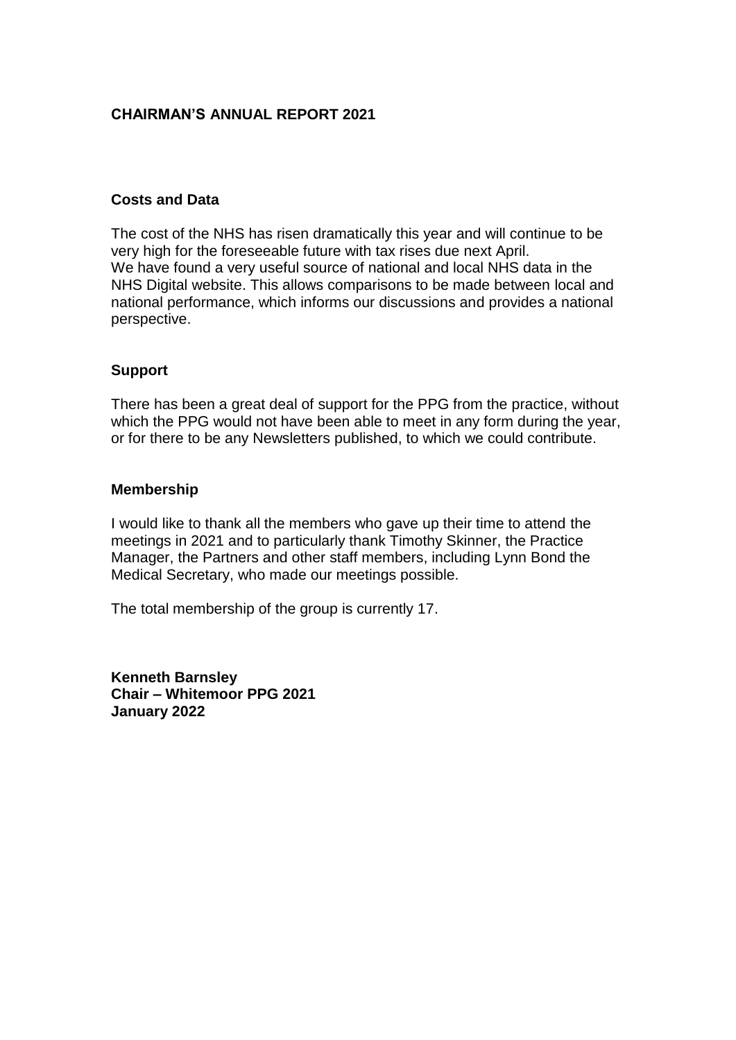## CHAIRMAN'S ANNUAL REPORT 2021

### Costs and Data

The cost of the NHS has risen dramatically this year and will continue to be very high for the foreseeable future with tax rises due next April.
We have found a very useful source of national and local NHS data in the NHS Digital website. This allows comparisons to be made between local and national performance, which informs our discussions and provides a national perspective.

### Support

There has been a great deal of support for the PPG from the practice, without which the PPG would not have been able to meet in any form during the year, or for there to be any Newsletters published, to which we could contribute.

### Membership

I would like to thank all the members who gave up their time to attend the meetings in 2021 and to particularly thank Timothy Skinner, the Practice Manager, the Partners and other staff members, including Lynn Bond the Medical Secretary, who made our meetings possible.

The total membership of the group is currently 17.

**Kenneth Barnsley**
**Chair – Whitemoor PPG 2021**
**January 2022**